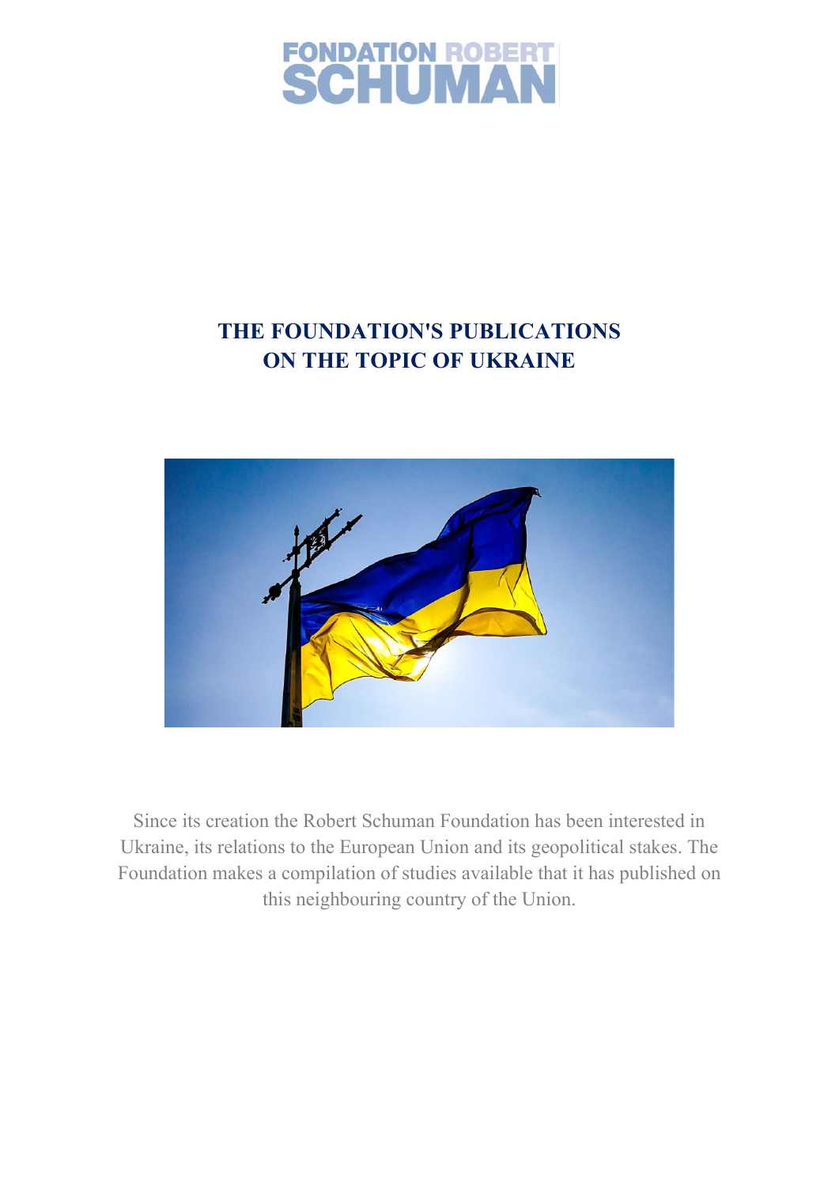FONDATION ROBERT SCHUMAN

# THE FOUNDATION'S PUBLICATIONS ON THE TOPIC OF UKRAINE

Since its creation the Robert Schuman Foundation has been interested in Ukraine, its relations to the European Union and its geopolitical stakes. The Foundation makes a compilation of studies available that it has published on this neighbouring country of the Union.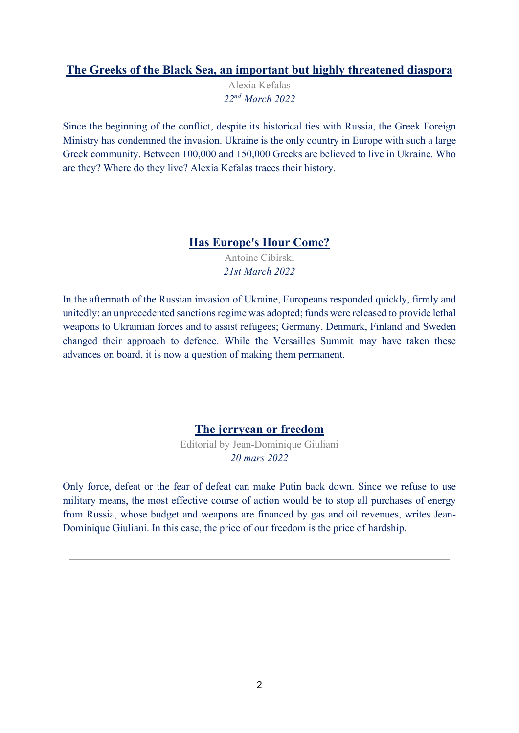## The Greeks of the Black Sea, an important but highly threatened diaspora

Alexia Kefalas

*22nd March 2022*

Since the beginning of the conflict, despite its historical ties with Russia, the Greek Foreign Ministry has condemned the invasion. Ukraine is the only country in Europe with such a large Greek community. Between 100,000 and 150,000 Greeks are believed to live in Ukraine. Who are they? Where do they live? Alexia Kefalas traces their history.

---

## Has Europe's Hour Come?

Antoine Cibirski

*21st March 2022*

In the aftermath of the Russian invasion of Ukraine, Europeans responded quickly, firmly and unitedly: an unprecedented sanctions regime was adopted; funds were released to provide lethal weapons to Ukrainian forces and to assist refugees; Germany, Denmark, Finland and Sweden changed their approach to defence. While the Versailles Summit may have taken these advances on board, it is now a question of making them permanent.

---

## The jerrycan or freedom

Editorial by Jean-Dominique Giuliani

*20 mars 2022*

Only force, defeat or the fear of defeat can make Putin back down. Since we refuse to use military means, the most effective course of action would be to stop all purchases of energy from Russia, whose budget and weapons are financed by gas and oil revenues, writes Jean-Dominique Giuliani. In this case, the price of our freedom is the price of hardship.

---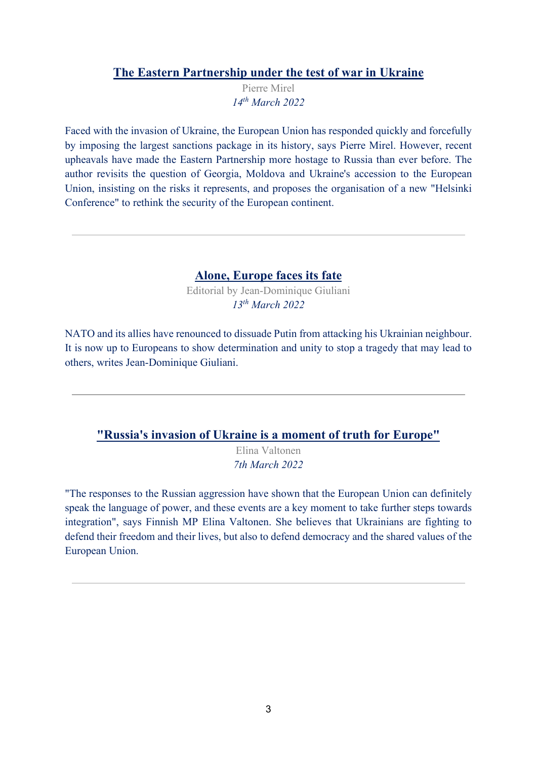## [The Eastern Partnership under the test of war in Ukraine]

Pierre Mirel
*14th March 2022*

Faced with the invasion of Ukraine, the European Union has responded quickly and forcefully by imposing the largest sanctions package in its history, says Pierre Mirel. However, recent upheavals have made the Eastern Partnership more hostage to Russia than ever before. The author revisits the question of Georgia, Moldova and Ukraine's accession to the European Union, insisting on the risks it represents, and proposes the organisation of a new "Helsinki Conference" to rethink the security of the European continent.

---

## [Alone, Europe faces its fate]

Editorial by Jean-Dominique Giuliani
*13th March 2022*

NATO and its allies have renounced to dissuade Putin from attacking his Ukrainian neighbour. It is now up to Europeans to show determination and unity to stop a tragedy that may lead to others, writes Jean-Dominique Giuliani.

---

## ["Russia's invasion of Ukraine is a moment of truth for Europe"]

Elina Valtonen
*7th March 2022*

"The responses to the Russian aggression have shown that the European Union can definitely speak the language of power, and these events are a key moment to take further steps towards integration", says Finnish MP Elina Valtonen. She believes that Ukrainians are fighting to defend their freedom and their lives, but also to defend democracy and the shared values of the European Union.

---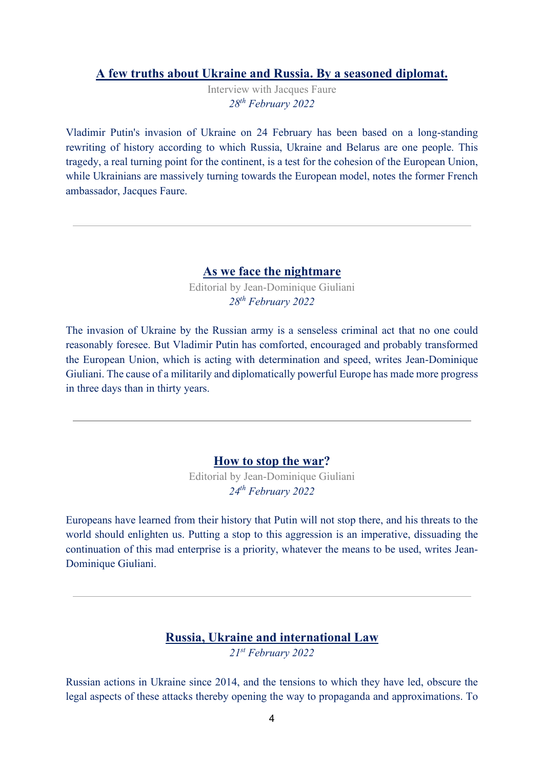## A few truths about Ukraine and Russia. By a seasoned diplomat.

Interview with Jacques Faure

*28th February 2022*

Vladimir Putin's invasion of Ukraine on 24 February has been based on a long-standing rewriting of history according to which Russia, Ukraine and Belarus are one people. This tragedy, a real turning point for the continent, is a test for the cohesion of the European Union, while Ukrainians are massively turning towards the European model, notes the former French ambassador, Jacques Faure.

---

## As we face the nightmare

Editorial by Jean-Dominique Giuliani

*28th February 2022*

The invasion of Ukraine by the Russian army is a senseless criminal act that no one could reasonably foresee. But Vladimir Putin has comforted, encouraged and probably transformed the European Union, which is acting with determination and speed, writes Jean-Dominique Giuliani. The cause of a militarily and diplomatically powerful Europe has made more progress in three days than in thirty years.

---

## How to stop the war?

Editorial by Jean-Dominique Giuliani

*24th February 2022*

Europeans have learned from their history that Putin will not stop there, and his threats to the world should enlighten us. Putting a stop to this aggression is an imperative, dissuading the continuation of this mad enterprise is a priority, whatever the means to be used, writes Jean-Dominique Giuliani.

---

## Russia, Ukraine and international Law

*21st February 2022*

Russian actions in Ukraine since 2014, and the tensions to which they have led, obscure the legal aspects of these attacks thereby opening the way to propaganda and approximations. To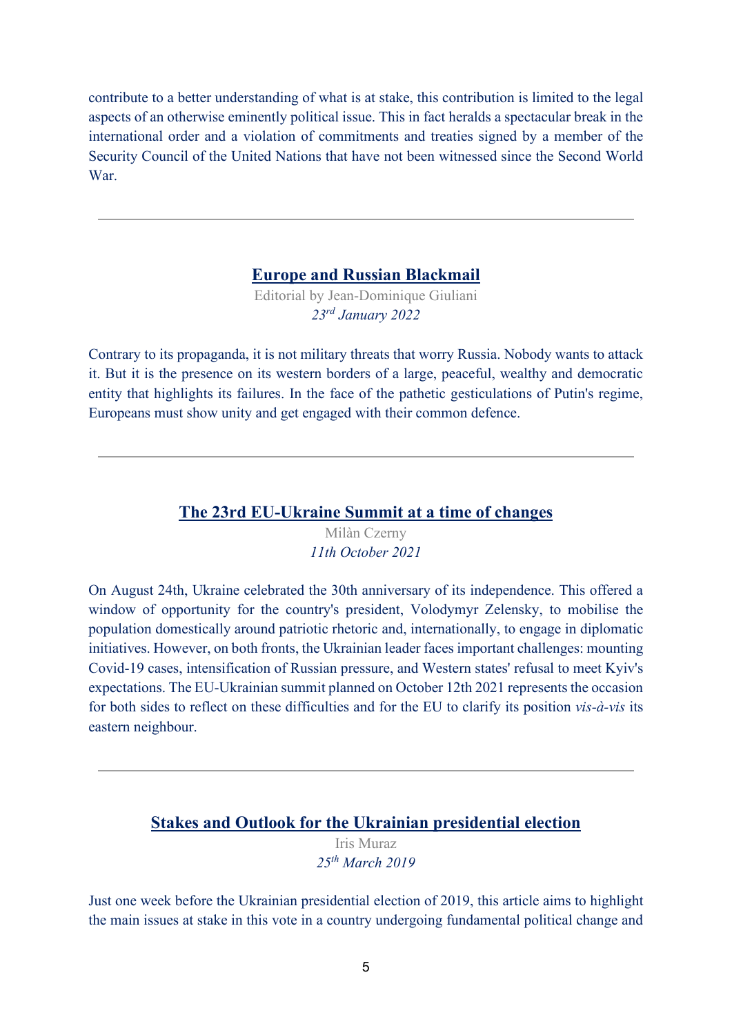contribute to a better understanding of what is at stake, this contribution is limited to the legal aspects of an otherwise eminently political issue. This in fact heralds a spectacular break in the international order and a violation of commitments and treaties signed by a member of the Security Council of the United Nations that have not been witnessed since the Second World War.

---

## Europe and Russian Blackmail

Editorial by Jean-Dominique Giuliani

*23rd January 2022*

Contrary to its propaganda, it is not military threats that worry Russia. Nobody wants to attack it. But it is the presence on its western borders of a large, peaceful, wealthy and democratic entity that highlights its failures. In the face of the pathetic gesticulations of Putin's regime, Europeans must show unity and get engaged with their common defence.

---

## The 23rd EU-Ukraine Summit at a time of changes

Milàn Czerny

*11th October 2021*

On August 24th, Ukraine celebrated the 30th anniversary of its independence. This offered a window of opportunity for the country's president, Volodymyr Zelensky, to mobilise the population domestically around patriotic rhetoric and, internationally, to engage in diplomatic initiatives. However, on both fronts, the Ukrainian leader faces important challenges: mounting Covid-19 cases, intensification of Russian pressure, and Western states' refusal to meet Kyiv's expectations. The EU-Ukrainian summit planned on October 12th 2021 represents the occasion for both sides to reflect on these difficulties and for the EU to clarify its position *vis-à-vis* its eastern neighbour.

---

## Stakes and Outlook for the Ukrainian presidential election

Iris Muraz

*25th March 2019*

Just one week before the Ukrainian presidential election of 2019, this article aims to highlight the main issues at stake in this vote in a country undergoing fundamental political change and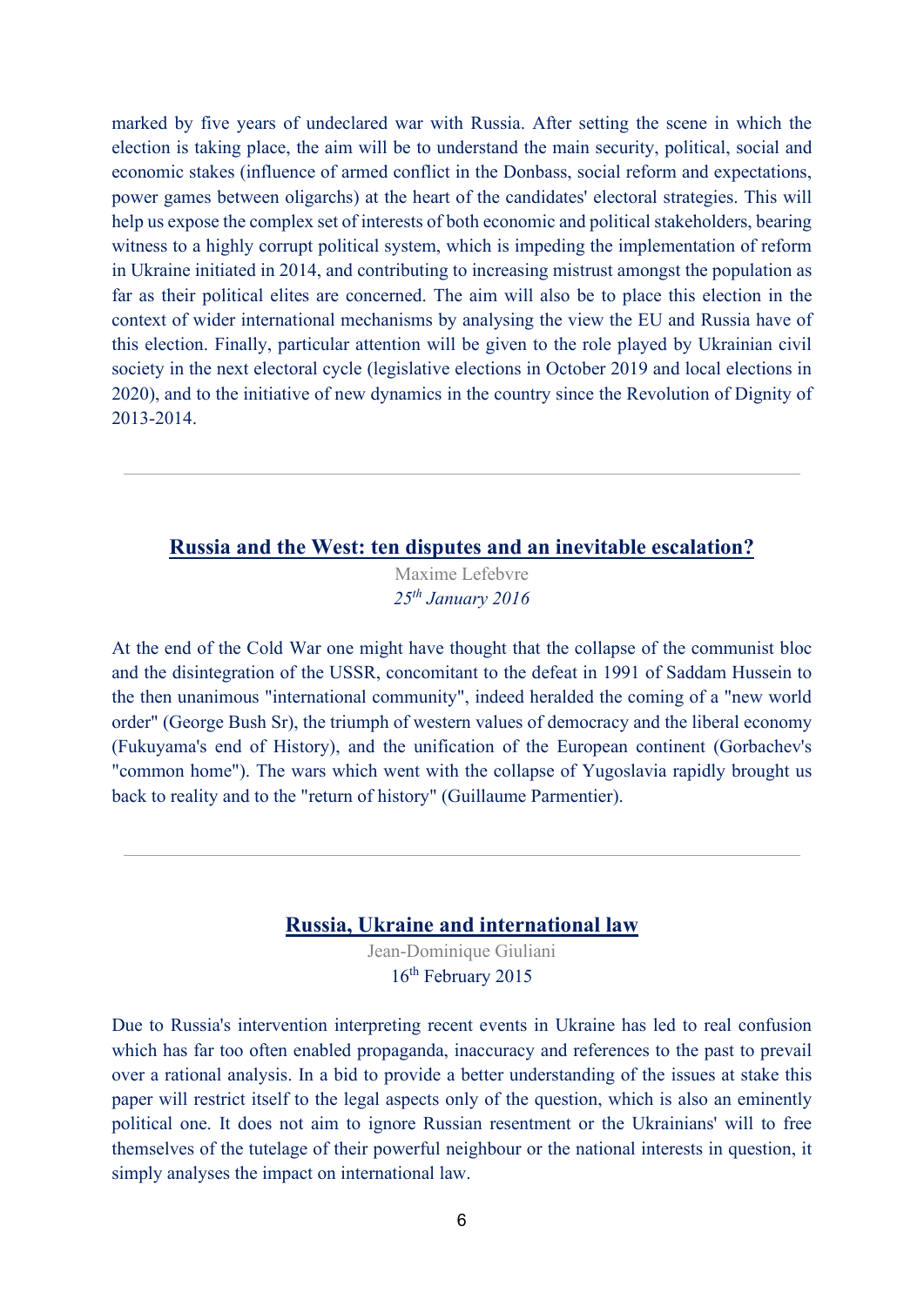marked by five years of undeclared war with Russia. After setting the scene in which the election is taking place, the aim will be to understand the main security, political, social and economic stakes (influence of armed conflict in the Donbass, social reform and expectations, power games between oligarchs) at the heart of the candidates' electoral strategies. This will help us expose the complex set of interests of both economic and political stakeholders, bearing witness to a highly corrupt political system, which is impeding the implementation of reform in Ukraine initiated in 2014, and contributing to increasing mistrust amongst the population as far as their political elites are concerned. The aim will also be to place this election in the context of wider international mechanisms by analysing the view the EU and Russia have of this election. Finally, particular attention will be given to the role played by Ukrainian civil society in the next electoral cycle (legislative elections in October 2019 and local elections in 2020), and to the initiative of new dynamics in the country since the Revolution of Dignity of 2013-2014.

---

## Russia and the West: ten disputes and an inevitable escalation?

Maxime Lefebvre
*25th January 2016*

At the end of the Cold War one might have thought that the collapse of the communist bloc and the disintegration of the USSR, concomitant to the defeat in 1991 of Saddam Hussein to the then unanimous "international community", indeed heralded the coming of a "new world order" (George Bush Sr), the triumph of western values of democracy and the liberal economy (Fukuyama's end of History), and the unification of the European continent (Gorbachev's "common home"). The wars which went with the collapse of Yugoslavia rapidly brought us back to reality and to the "return of history" (Guillaume Parmentier).

---

## Russia, Ukraine and international law

Jean-Dominique Giuliani
16th February 2015

Due to Russia's intervention interpreting recent events in Ukraine has led to real confusion which has far too often enabled propaganda, inaccuracy and references to the past to prevail over a rational analysis. In a bid to provide a better understanding of the issues at stake this paper will restrict itself to the legal aspects only of the question, which is also an eminently political one. It does not aim to ignore Russian resentment or the Ukrainians' will to free themselves of the tutelage of their powerful neighbour or the national interests in question, it simply analyses the impact on international law.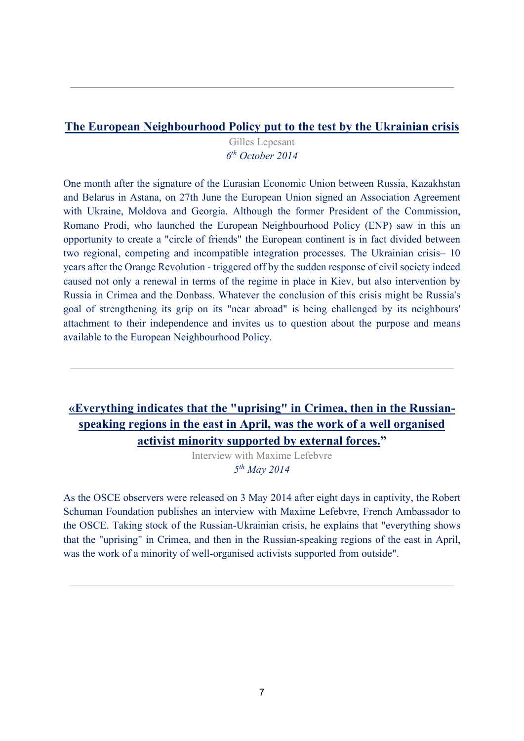---

## [The European Neighbourhood Policy put to the test by the Ukrainian crisis]

Gilles Lepesant

*6th October 2014*

One month after the signature of the Eurasian Economic Union between Russia, Kazakhstan and Belarus in Astana, on 27th June the European Union signed an Association Agreement with Ukraine, Moldova and Georgia. Although the former President of the Commission, Romano Prodi, who launched the European Neighbourhood Policy (ENP) saw in this an opportunity to create a "circle of friends" the European continent is in fact divided between two regional, competing and incompatible integration processes. The Ukrainian crisis– 10 years after the Orange Revolution - triggered off by the sudden response of civil society indeed caused not only a renewal in terms of the regime in place in Kiev, but also intervention by Russia in Crimea and the Donbass. Whatever the conclusion of this crisis might be Russia's goal of strengthening its grip on its "near abroad" is being challenged by its neighbours' attachment to their independence and invites us to question about the purpose and means available to the European Neighbourhood Policy.

---

## «Everything indicates that the "uprising" in Crimea, then in the Russian-speaking regions in the east in April, was the work of a well organised activist minority supported by external forces."

Interview with Maxime Lefebvre

*5th May 2014*

As the OSCE observers were released on 3 May 2014 after eight days in captivity, the Robert Schuman Foundation publishes an interview with Maxime Lefebvre, French Ambassador to the OSCE. Taking stock of the Russian-Ukrainian crisis, he explains that "everything shows that the "uprising" in Crimea, and then in the Russian-speaking regions of the east in April, was the work of a minority of well-organised activists supported from outside".

---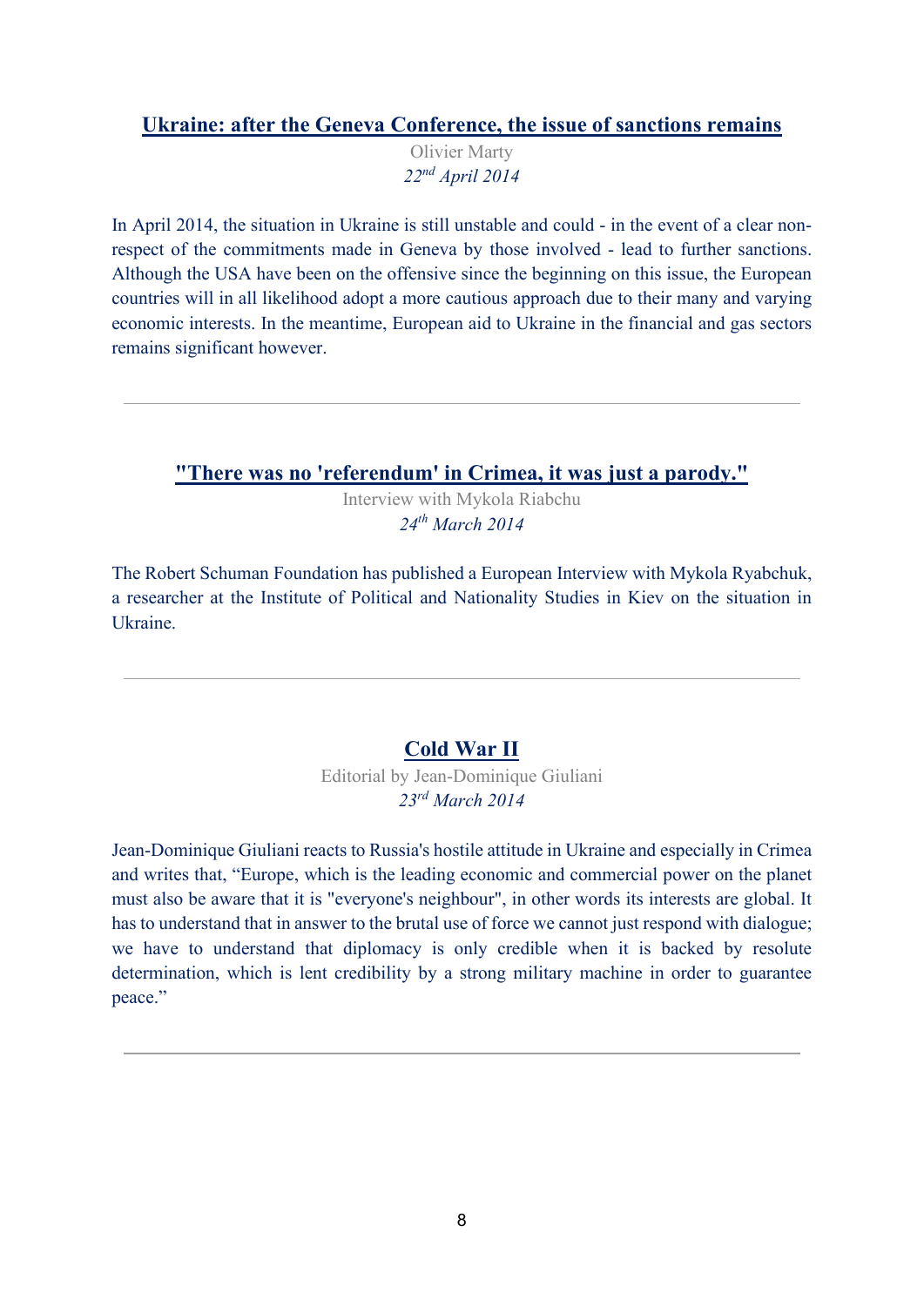## Ukraine: after the Geneva Conference, the issue of sanctions remains

Olivier Marty

*22nd April 2014*

In April 2014, the situation in Ukraine is still unstable and could - in the event of a clear non-respect of the commitments made in Geneva by those involved - lead to further sanctions. Although the USA have been on the offensive since the beginning on this issue, the European countries will in all likelihood adopt a more cautious approach due to their many and varying economic interests. In the meantime, European aid to Ukraine in the financial and gas sectors remains significant however.

---

## "There was no 'referendum' in Crimea, it was just a parody."

Interview with Mykola Riabchu

*24th March 2014*

The Robert Schuman Foundation has published a European Interview with Mykola Ryabchuk, a researcher at the Institute of Political and Nationality Studies in Kiev on the situation in Ukraine.

---

## Cold War II

Editorial by Jean-Dominique Giuliani

*23rd March 2014*

Jean-Dominique Giuliani reacts to Russia's hostile attitude in Ukraine and especially in Crimea and writes that, "Europe, which is the leading economic and commercial power on the planet must also be aware that it is "everyone's neighbour", in other words its interests are global. It has to understand that in answer to the brutal use of force we cannot just respond with dialogue; we have to understand that diplomacy is only credible when it is backed by resolute determination, which is lent credibility by a strong military machine in order to guarantee peace."

---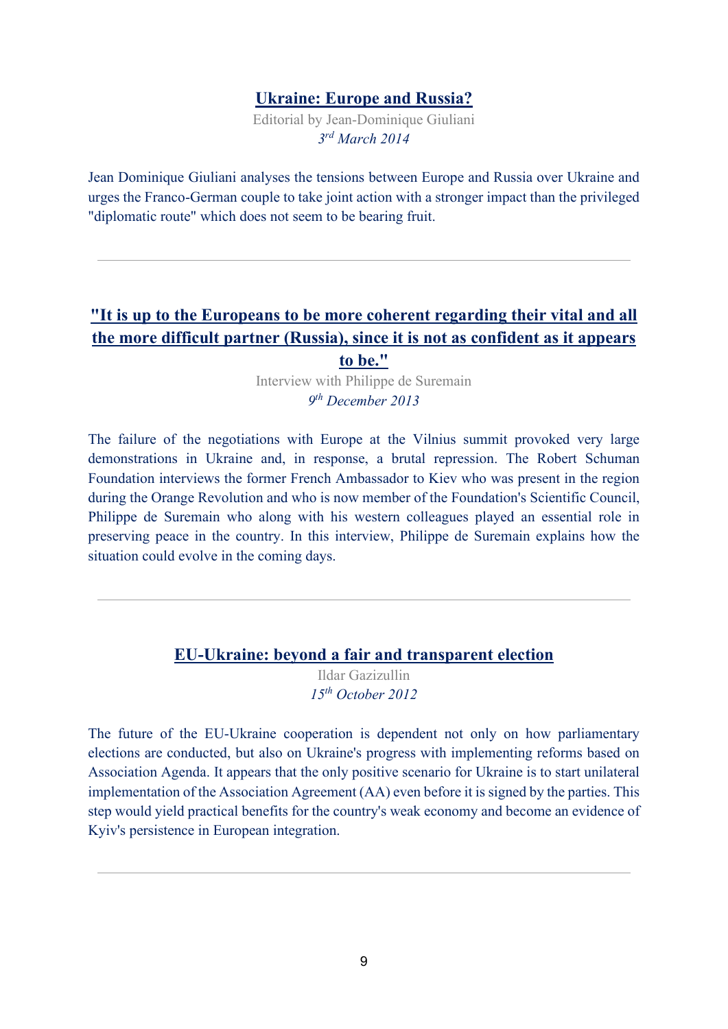## Ukraine: Europe and Russia?

Editorial by Jean-Dominique Giuliani

*3rd March 2014*

Jean Dominique Giuliani analyses the tensions between Europe and Russia over Ukraine and urges the Franco-German couple to take joint action with a stronger impact than the privileged "diplomatic route" which does not seem to be bearing fruit.

---

## "It is up to the Europeans to be more coherent regarding their vital and all the more difficult partner (Russia), since it is not as confident as it appears to be."

Interview with Philippe de Suremain

*9th December 2013*

The failure of the negotiations with Europe at the Vilnius summit provoked very large demonstrations in Ukraine and, in response, a brutal repression. The Robert Schuman Foundation interviews the former French Ambassador to Kiev who was present in the region during the Orange Revolution and who is now member of the Foundation's Scientific Council, Philippe de Suremain who along with his western colleagues played an essential role in preserving peace in the country. In this interview, Philippe de Suremain explains how the situation could evolve in the coming days.

---

## EU-Ukraine: beyond a fair and transparent election

Ildar Gazizullin

*15th October 2012*

The future of the EU-Ukraine cooperation is dependent not only on how parliamentary elections are conducted, but also on Ukraine's progress with implementing reforms based on Association Agenda. It appears that the only positive scenario for Ukraine is to start unilateral implementation of the Association Agreement (AA) even before it is signed by the parties. This step would yield practical benefits for the country's weak economy and become an evidence of Kyiv's persistence in European integration.

---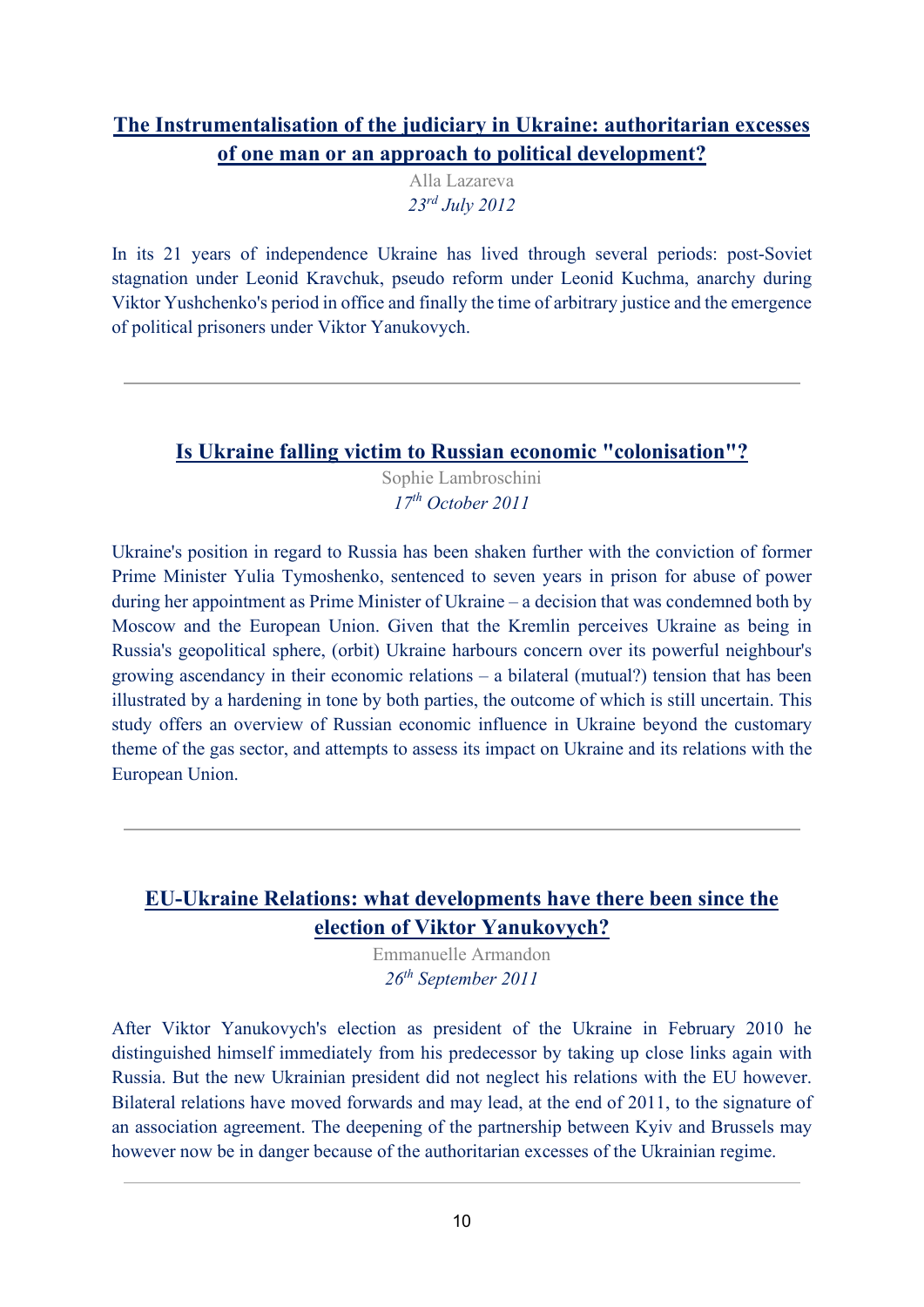## The Instrumentalisation of the judiciary in Ukraine: authoritarian excesses of one man or an approach to political development?

Alla Lazareva
*23rd July 2012*

In its 21 years of independence Ukraine has lived through several periods: post-Soviet stagnation under Leonid Kravchuk, pseudo reform under Leonid Kuchma, anarchy during Viktor Yushchenko's period in office and finally the time of arbitrary justice and the emergence of political prisoners under Viktor Yanukovych.

---

## Is Ukraine falling victim to Russian economic "colonisation"?

Sophie Lambroschini
*17th October 2011*

Ukraine's position in regard to Russia has been shaken further with the conviction of former Prime Minister Yulia Tymoshenko, sentenced to seven years in prison for abuse of power during her appointment as Prime Minister of Ukraine – a decision that was condemned both by Moscow and the European Union. Given that the Kremlin perceives Ukraine as being in Russia's geopolitical sphere, (orbit) Ukraine harbours concern over its powerful neighbour's growing ascendancy in their economic relations – a bilateral (mutual?) tension that has been illustrated by a hardening in tone by both parties, the outcome of which is still uncertain. This study offers an overview of Russian economic influence in Ukraine beyond the customary theme of the gas sector, and attempts to assess its impact on Ukraine and its relations with the European Union.

---

## EU-Ukraine Relations: what developments have there been since the election of Viktor Yanukovych?

Emmanuelle Armandon
*26th September 2011*

After Viktor Yanukovych's election as president of the Ukraine in February 2010 he distinguished himself immediately from his predecessor by taking up close links again with Russia. But the new Ukrainian president did not neglect his relations with the EU however. Bilateral relations have moved forwards and may lead, at the end of 2011, to the signature of an association agreement. The deepening of the partnership between Kyiv and Brussels may however now be in danger because of the authoritarian excesses of the Ukrainian regime.

---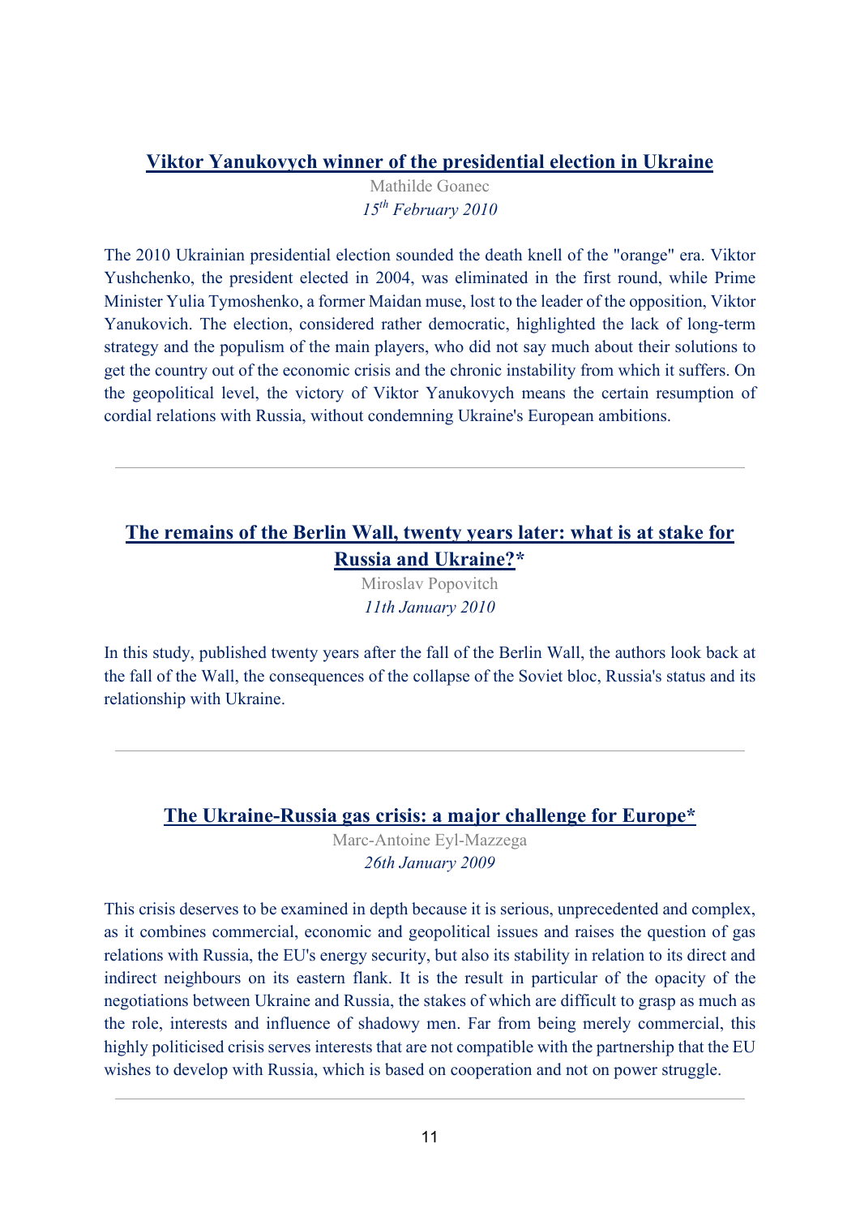## Viktor Yanukovych winner of the presidential election in Ukraine

Mathilde Goanec

*15th February 2010*

The 2010 Ukrainian presidential election sounded the death knell of the "orange" era. Viktor Yushchenko, the president elected in 2004, was eliminated in the first round, while Prime Minister Yulia Tymoshenko, a former Maidan muse, lost to the leader of the opposition, Viktor Yanukovich. The election, considered rather democratic, highlighted the lack of long-term strategy and the populism of the main players, who did not say much about their solutions to get the country out of the economic crisis and the chronic instability from which it suffers. On the geopolitical level, the victory of Viktor Yanukovych means the certain resumption of cordial relations with Russia, without condemning Ukraine's European ambitions.

---

## The remains of the Berlin Wall, twenty years later: what is at stake for Russia and Ukraine?*

Miroslav Popovitch

*11th January 2010*

In this study, published twenty years after the fall of the Berlin Wall, the authors look back at the fall of the Wall, the consequences of the collapse of the Soviet bloc, Russia's status and its relationship with Ukraine.

---

## The Ukraine-Russia gas crisis: a major challenge for Europe*

Marc-Antoine Eyl-Mazzega

*26th January 2009*

This crisis deserves to be examined in depth because it is serious, unprecedented and complex, as it combines commercial, economic and geopolitical issues and raises the question of gas relations with Russia, the EU's energy security, but also its stability in relation to its direct and indirect neighbours on its eastern flank. It is the result in particular of the opacity of the negotiations between Ukraine and Russia, the stakes of which are difficult to grasp as much as the role, interests and influence of shadowy men. Far from being merely commercial, this highly politicised crisis serves interests that are not compatible with the partnership that the EU wishes to develop with Russia, which is based on cooperation and not on power struggle.

---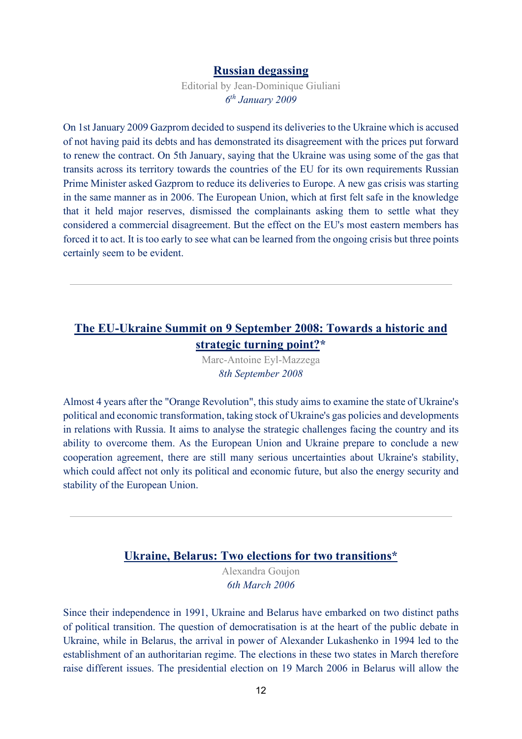## [Russian degassing](#)

Editorial by Jean-Dominique Giuliani

*6th January 2009*

On 1st January 2009 Gazprom decided to suspend its deliveries to the Ukraine which is accused of not having paid its debts and has demonstrated its disagreement with the prices put forward to renew the contract. On 5th January, saying that the Ukraine was using some of the gas that transits across its territory towards the countries of the EU for its own requirements Russian Prime Minister asked Gazprom to reduce its deliveries to Europe. A new gas crisis was starting in the same manner as in 2006. The European Union, which at first felt safe in the knowledge that it held major reserves, dismissed the complainants asking them to settle what they considered a commercial disagreement. But the effect on the EU's most eastern members has forced it to act. It is too early to see what can be learned from the ongoing crisis but three points certainly seem to be evident.

---

## [The EU-Ukraine Summit on 9 September 2008: Towards a historic and strategic turning point?*](#)

Marc-Antoine Eyl-Mazzega

*8th September 2008*

Almost 4 years after the "Orange Revolution", this study aims to examine the state of Ukraine's political and economic transformation, taking stock of Ukraine's gas policies and developments in relations with Russia. It aims to analyse the strategic challenges facing the country and its ability to overcome them. As the European Union and Ukraine prepare to conclude a new cooperation agreement, there are still many serious uncertainties about Ukraine's stability, which could affect not only its political and economic future, but also the energy security and stability of the European Union.

---

## [Ukraine, Belarus: Two elections for two transitions*](#)

Alexandra Goujon

*6th March 2006*

Since their independence in 1991, Ukraine and Belarus have embarked on two distinct paths of political transition. The question of democratisation is at the heart of the public debate in Ukraine, while in Belarus, the arrival in power of Alexander Lukashenko in 1994 led to the establishment of an authoritarian regime. The elections in these two states in March therefore raise different issues. The presidential election on 19 March 2006 in Belarus will allow the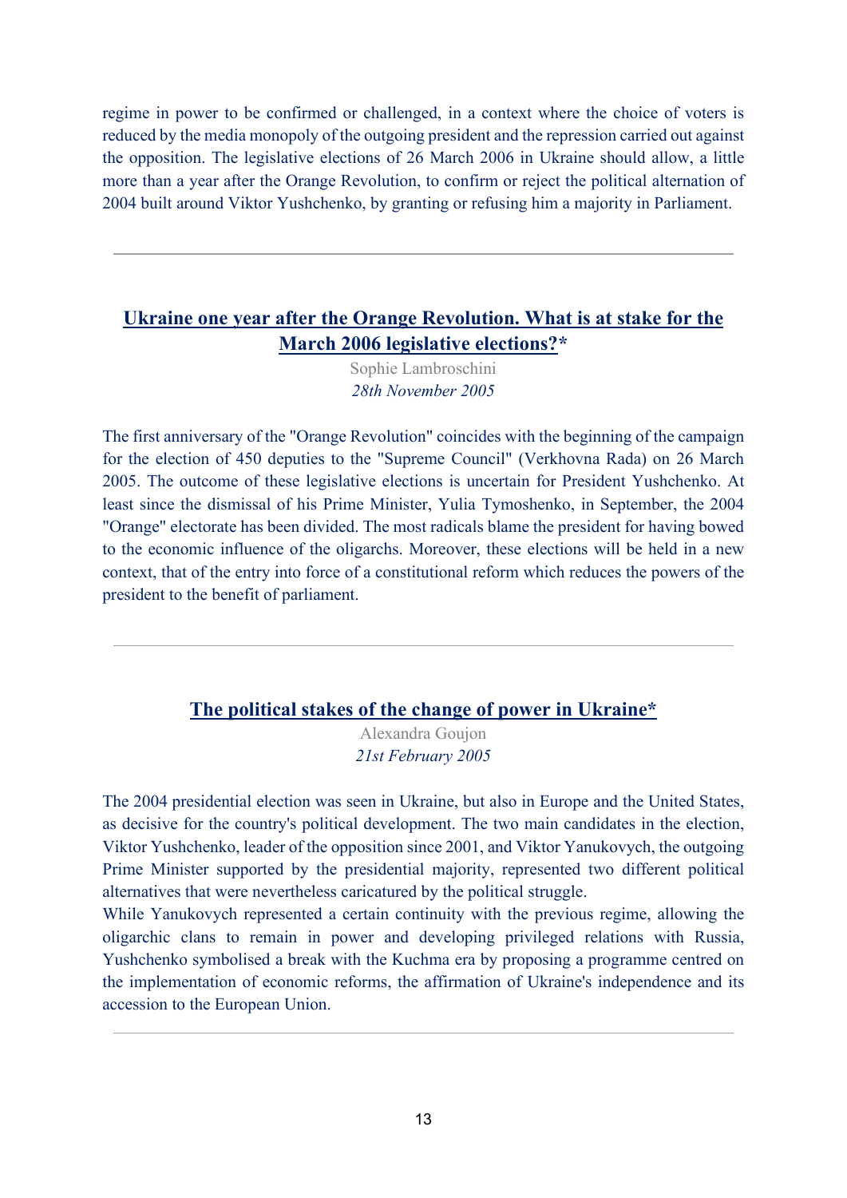regime in power to be confirmed or challenged, in a context where the choice of voters is reduced by the media monopoly of the outgoing president and the repression carried out against the opposition. The legislative elections of 26 March 2006 in Ukraine should allow, a little more than a year after the Orange Revolution, to confirm or reject the political alternation of 2004 built around Viktor Yushchenko, by granting or refusing him a majority in Parliament.

---

## Ukraine one year after the Orange Revolution. What is at stake for the March 2006 legislative elections?*

Sophie Lambroschini
*28th November 2005*

The first anniversary of the "Orange Revolution" coincides with the beginning of the campaign for the election of 450 deputies to the "Supreme Council" (Verkhovna Rada) on 26 March 2005. The outcome of these legislative elections is uncertain for President Yushchenko. At least since the dismissal of his Prime Minister, Yulia Tymoshenko, in September, the 2004 "Orange" electorate has been divided. The most radicals blame the president for having bowed to the economic influence of the oligarchs. Moreover, these elections will be held in a new context, that of the entry into force of a constitutional reform which reduces the powers of the president to the benefit of parliament.

---

## The political stakes of the change of power in Ukraine*

Alexandra Goujon
*21st February 2005*

The 2004 presidential election was seen in Ukraine, but also in Europe and the United States, as decisive for the country's political development. The two main candidates in the election, Viktor Yushchenko, leader of the opposition since 2001, and Viktor Yanukovych, the outgoing Prime Minister supported by the presidential majority, represented two different political alternatives that were nevertheless caricatured by the political struggle.
While Yanukovych represented a certain continuity with the previous regime, allowing the oligarchic clans to remain in power and developing privileged relations with Russia, Yushchenko symbolised a break with the Kuchma era by proposing a programme centred on the implementation of economic reforms, the affirmation of Ukraine's independence and its accession to the European Union.

---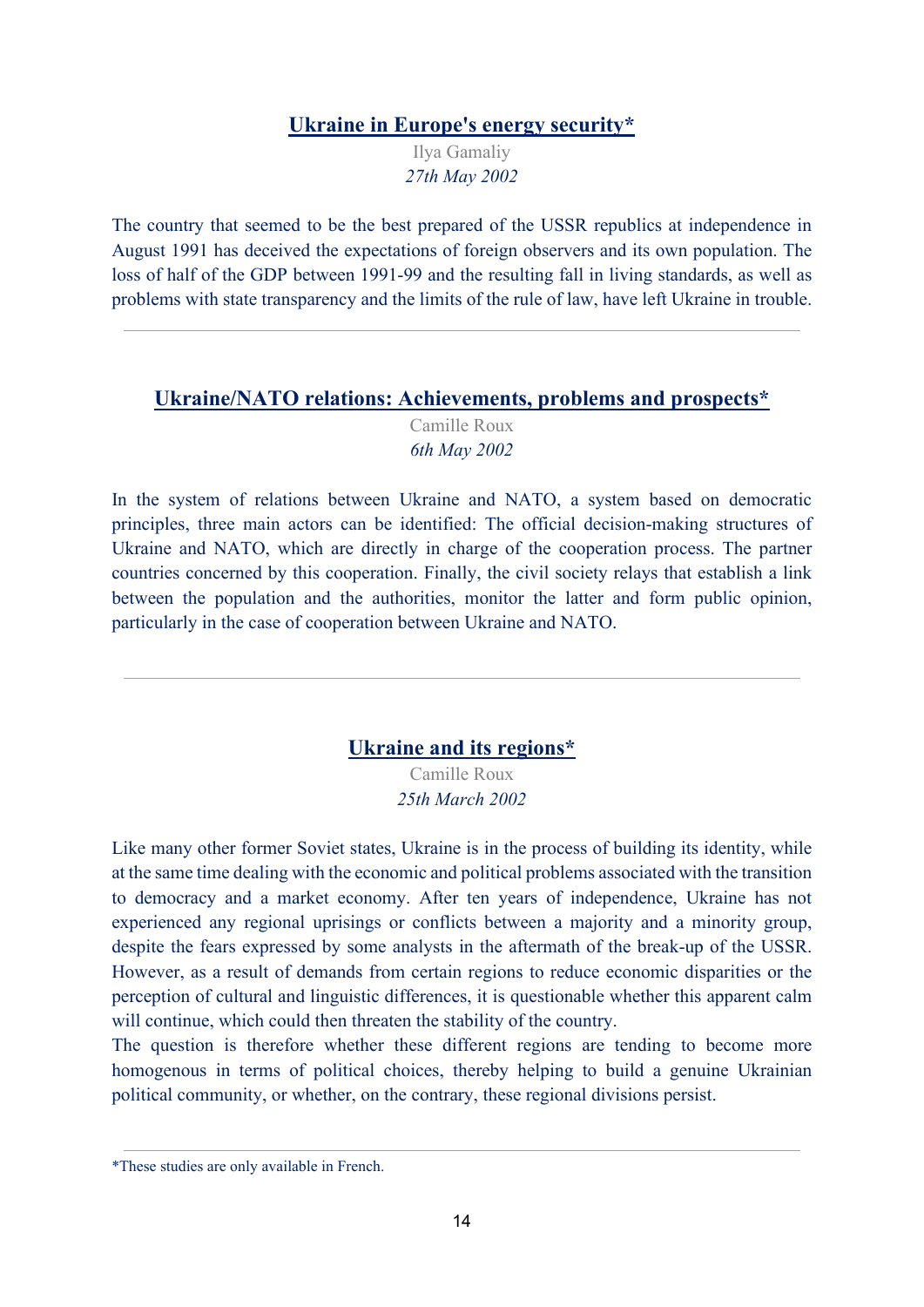## Ukraine in Europe's energy security*

Ilya Gamaliy

*27th May 2002*

The country that seemed to be the best prepared of the USSR republics at independence in August 1991 has deceived the expectations of foreign observers and its own population. The loss of half of the GDP between 1991-99 and the resulting fall in living standards, as well as problems with state transparency and the limits of the rule of law, have left Ukraine in trouble.

---

## Ukraine/NATO relations: Achievements, problems and prospects*

Camille Roux

*6th May 2002*

In the system of relations between Ukraine and NATO, a system based on democratic principles, three main actors can be identified: The official decision-making structures of Ukraine and NATO, which are directly in charge of the cooperation process. The partner countries concerned by this cooperation. Finally, the civil society relays that establish a link between the population and the authorities, monitor the latter and form public opinion, particularly in the case of cooperation between Ukraine and NATO.

---

## Ukraine and its regions*

Camille Roux

*25th March 2002*

Like many other former Soviet states, Ukraine is in the process of building its identity, while at the same time dealing with the economic and political problems associated with the transition to democracy and a market economy. After ten years of independence, Ukraine has not experienced any regional uprisings or conflicts between a majority and a minority group, despite the fears expressed by some analysts in the aftermath of the break-up of the USSR. However, as a result of demands from certain regions to reduce economic disparities or the perception of cultural and linguistic differences, it is questionable whether this apparent calm will continue, which could then threaten the stability of the country.

The question is therefore whether these different regions are tending to become more homogenous in terms of political choices, thereby helping to build a genuine Ukrainian political community, or whether, on the contrary, these regional divisions persist.

---

*These studies are only available in French.